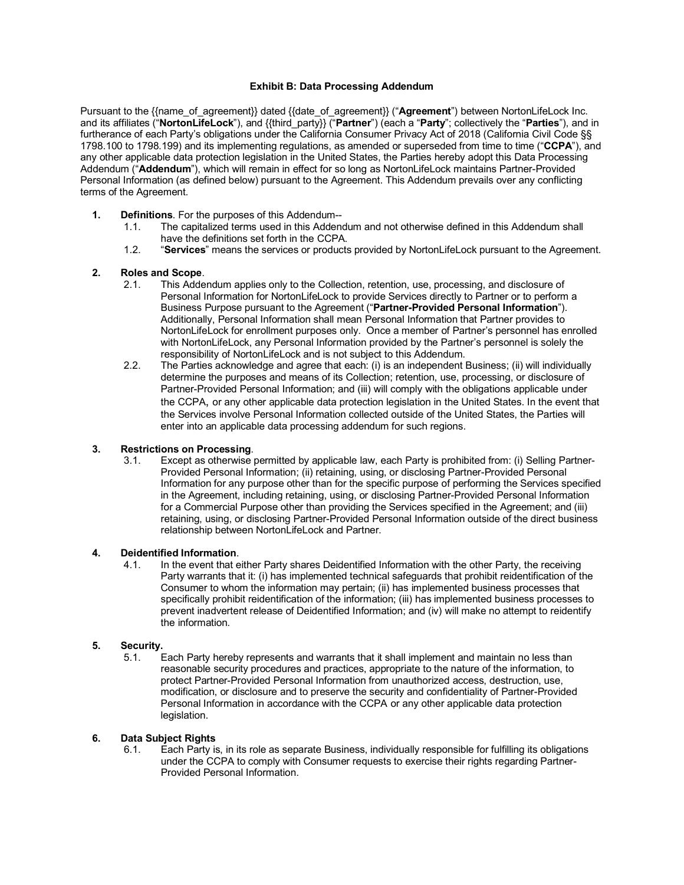# Exhibit B: Data Processing Addendum

Pursuant to the {{name_of_agreement}} dated {{date_of_agreement}} ("**Agreement**") between NortonLifeLock Inc. and its affiliates ("**NortonLifeLock**"), and {{third_party}} ("**Partner**") (each a "**Party**"; collectively the "**Parties**"), and in furtherance of each Party's obligations under the California Consumer Privacy Act of 2018 (California Civil Code §§ 1798.100 to 1798.199) and its implementing regulations, as amended or superseded from time to time ("**CCPA**"), and any other applicable data protection legislation in the United States, the Parties hereby adopt this Data Processing Addendum ("**Addendum**"), which will remain in effect for so long as NortonLifeLock maintains Partner-Provided Personal Information (as defined below) pursuant to the Agreement. This Addendum prevails over any conflicting terms of the Agreement.

1. **Definitions**. For the purposes of this Addendum--
   1.1. The capitalized terms used in this Addendum and not otherwise defined in this Addendum shall have the definitions set forth in the CCPA.
   1.2. "**Services**" means the services or products provided by NortonLifeLock pursuant to the Agreement.

2. **Roles and Scope**.
   2.1. This Addendum applies only to the Collection, retention, use, processing, and disclosure of Personal Information for NortonLifeLock to provide Services directly to Partner or to perform a Business Purpose pursuant to the Agreement ("**Partner-Provided Personal Information**"). Additionally, Personal Information shall mean Personal Information that Partner provides to NortonLifeLock for enrollment purposes only. Once a member of Partner's personnel has enrolled with NortonLifeLock, any Personal Information provided by the Partner's personnel is solely the responsibility of NortonLifeLock and is not subject to this Addendum.
   2.2. The Parties acknowledge and agree that each: (i) is an independent Business; (ii) will individually determine the purposes and means of its Collection; retention, use, processing, or disclosure of Partner-Provided Personal Information; and (iii) will comply with the obligations applicable under the CCPA, or any other applicable data protection legislation in the United States. In the event that the Services involve Personal Information collected outside of the United States, the Parties will enter into an applicable data processing addendum for such regions.

3. **Restrictions on Processing**.
   3.1. Except as otherwise permitted by applicable law, each Party is prohibited from: (i) Selling Partner-Provided Personal Information; (ii) retaining, using, or disclosing Partner-Provided Personal Information for any purpose other than for the specific purpose of performing the Services specified in the Agreement, including retaining, using, or disclosing Partner-Provided Personal Information for a Commercial Purpose other than providing the Services specified in the Agreement; and (iii) retaining, using, or disclosing Partner-Provided Personal Information outside of the direct business relationship between NortonLifeLock and Partner.

4. **Deidentified Information**.
   4.1. In the event that either Party shares Deidentified Information with the other Party, the receiving Party warrants that it: (i) has implemented technical safeguards that prohibit reidentification of the Consumer to whom the information may pertain; (ii) has implemented business processes that specifically prohibit reidentification of the information; (iii) has implemented business processes to prevent inadvertent release of Deidentified Information; and (iv) will make no attempt to reidentify the information.

5. **Security.**
   5.1. Each Party hereby represents and warrants that it shall implement and maintain no less than reasonable security procedures and practices, appropriate to the nature of the information, to protect Partner-Provided Personal Information from unauthorized access, destruction, use, modification, or disclosure and to preserve the security and confidentiality of Partner-Provided Personal Information in accordance with the CCPA or any other applicable data protection legislation.

6. **Data Subject Rights**
   6.1. Each Party is, in its role as separate Business, individually responsible for fulfilling its obligations under the CCPA to comply with Consumer requests to exercise their rights regarding Partner-Provided Personal Information.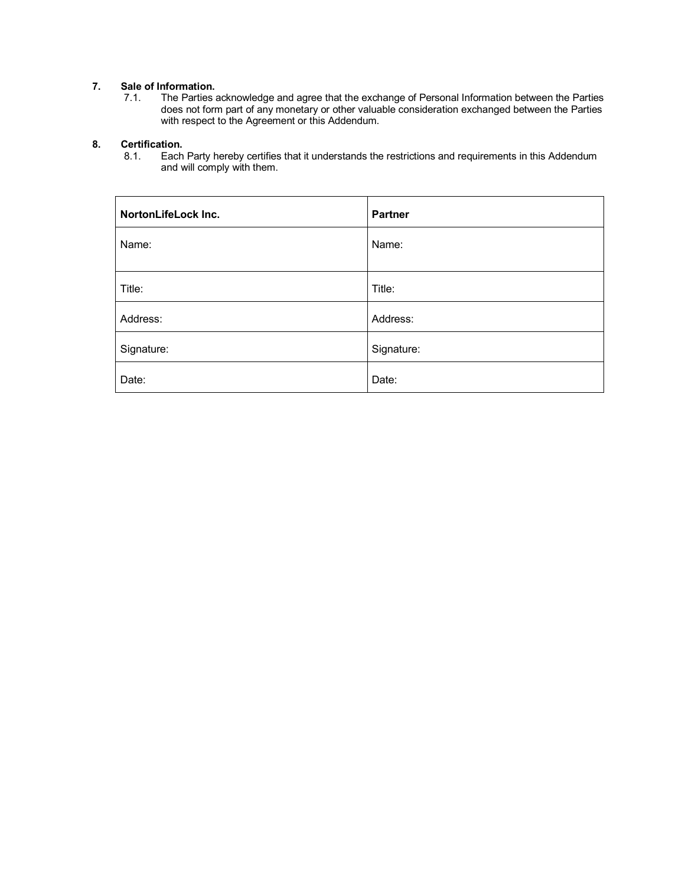**7. Sale of Information.**

7.1. The Parties acknowledge and agree that the exchange of Personal Information between the Parties does not form part of any monetary or other valuable consideration exchanged between the Parties with respect to the Agreement or this Addendum.

**8. Certification.**

8.1. Each Party hereby certifies that it understands the restrictions and requirements in this Addendum and will comply with them.

| **NortonLifeLock Inc.** | **Partner** |
|---|---|
| Name: | Name: |
| Title: | Title: |
| Address: | Address: |
| Signature: | Signature: |
| Date: | Date: |